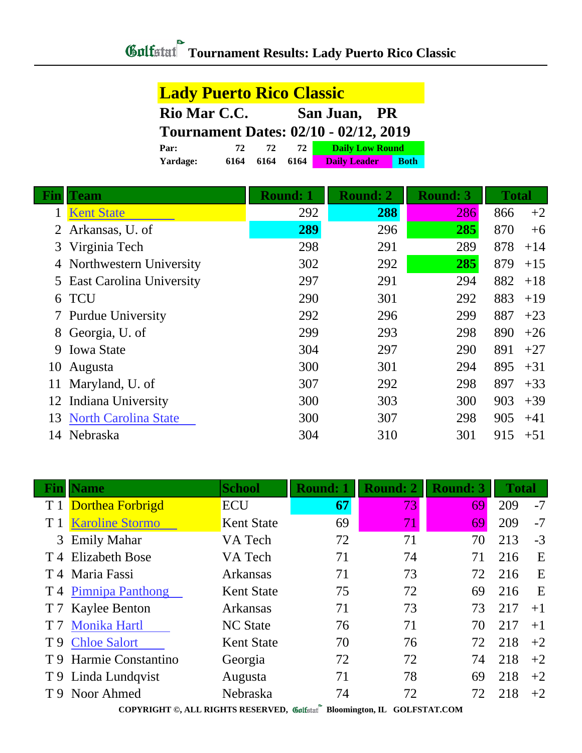# Tournament Results: Lady Puerto Rico Classic

## Lady Puerto Rico Classic

**Rio Mar C.C. San Juan, PR**

**Tournament Dates: 02/10 - 02/12, 2019**

| | | | | |
|---|---|---|---|---|
| **Par:** | 72 | 72 | 72 | Daily Low Round |
| **Yardage:** | 6164 | 6164 | 6164 | Daily Leader / Both |

| Fin | Team | Round: 1 | Round: 2 | Round: 3 | Total | |
|---|---|---|---|---|---|---|
| 1 | Kent State | 292 | **288** | 286 | 866 | +2 |
| 2 | Arkansas, U. of | **289** | 296 | **285** | 870 | +6 |
| 3 | Virginia Tech | 298 | 291 | 289 | 878 | +14 |
| 4 | Northwestern University | 302 | 292 | **285** | 879 | +15 |
| 5 | East Carolina University | 297 | 291 | 294 | 882 | +18 |
| 6 | TCU | 290 | 301 | 292 | 883 | +19 |
| 7 | Purdue University | 292 | 296 | 299 | 887 | +23 |
| 8 | Georgia, U. of | 299 | 293 | 298 | 890 | +26 |
| 9 | Iowa State | 304 | 297 | 290 | 891 | +27 |
| 10 | Augusta | 300 | 301 | 294 | 895 | +31 |
| 11 | Maryland, U. of | 307 | 292 | 298 | 897 | +33 |
| 12 | Indiana University | 300 | 303 | 300 | 903 | +39 |
| 13 | North Carolina State | 300 | 307 | 298 | 905 | +41 |
| 14 | Nebraska | 304 | 310 | 301 | 915 | +51 |

| Fin | Name | School | Round: 1 | Round: 2 | Round: 3 | Total | |
|---|---|---|---|---|---|---|---|
| T 1 | Dorthea Forbrigd | ECU | **67** | 73 | 69 | 209 | -7 |
| T 1 | Karoline Stormo | Kent State | 69 | 71 | 69 | 209 | -7 |
| 3 | Emily Mahar | VA Tech | 72 | 71 | 70 | 213 | -3 |
| T 4 | Elizabeth Bose | VA Tech | 71 | 74 | 71 | 216 | E |
| T 4 | Maria Fassi | Arkansas | 71 | 73 | 72 | 216 | E |
| T 4 | Pimnipa Panthong | Kent State | 75 | 72 | 69 | 216 | E |
| T 7 | Kaylee Benton | Arkansas | 71 | 73 | 73 | 217 | +1 |
| T 7 | Monika Hartl | NC State | 76 | 71 | 70 | 217 | +1 |
| T 9 | Chloe Salort | Kent State | 70 | 76 | 72 | 218 | +2 |
| T 9 | Harmie Constantino | Georgia | 72 | 72 | 74 | 218 | +2 |
| T 9 | Linda Lundqvist | Augusta | 71 | 78 | 69 | 218 | +2 |
| T 9 | Noor Ahmed | Nebraska | 74 | 72 | 72 | 218 | +2 |

COPYRIGHT ©, ALL RIGHTS RESERVED, Golfstat Bloomington, IL GOLFSTAT.COM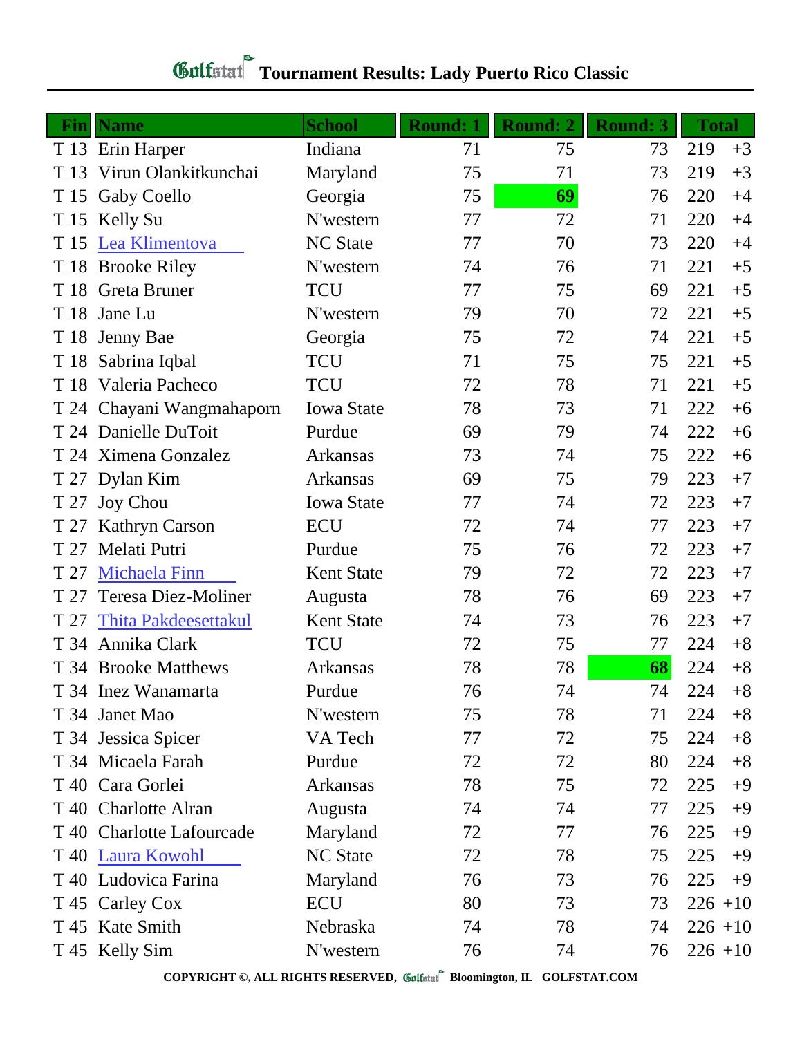# Tournament Results: Lady Puerto Rico Classic

| Fin | Name | School | Round: 1 | Round: 2 | Round: 3 | Total | |
|---|---|---|---|---|---|---|---|
| T 13 | Erin Harper | Indiana | 71 | 75 | 73 | 219 | +3 |
| T 13 | Virun Olankitkunchai | Maryland | 75 | 71 | 73 | 219 | +3 |
| T 15 | Gaby Coello | Georgia | 75 | **69** | 76 | 220 | +4 |
| T 15 | Kelly Su | N'western | 77 | 72 | 71 | 220 | +4 |
| T 15 | Lea Klimentova | NC State | 77 | 70 | 73 | 220 | +4 |
| T 18 | Brooke Riley | N'western | 74 | 76 | 71 | 221 | +5 |
| T 18 | Greta Bruner | TCU | 77 | 75 | 69 | 221 | +5 |
| T 18 | Jane Lu | N'western | 79 | 70 | 72 | 221 | +5 |
| T 18 | Jenny Bae | Georgia | 75 | 72 | 74 | 221 | +5 |
| T 18 | Sabrina Iqbal | TCU | 71 | 75 | 75 | 221 | +5 |
| T 18 | Valeria Pacheco | TCU | 72 | 78 | 71 | 221 | +5 |
| T 24 | Chayani Wangmahaporn | Iowa State | 78 | 73 | 71 | 222 | +6 |
| T 24 | Danielle DuToit | Purdue | 69 | 79 | 74 | 222 | +6 |
| T 24 | Ximena Gonzalez | Arkansas | 73 | 74 | 75 | 222 | +6 |
| T 27 | Dylan Kim | Arkansas | 69 | 75 | 79 | 223 | +7 |
| T 27 | Joy Chou | Iowa State | 77 | 74 | 72 | 223 | +7 |
| T 27 | Kathryn Carson | ECU | 72 | 74 | 77 | 223 | +7 |
| T 27 | Melati Putri | Purdue | 75 | 76 | 72 | 223 | +7 |
| T 27 | Michaela Finn | Kent State | 79 | 72 | 72 | 223 | +7 |
| T 27 | Teresa Diez-Moliner | Augusta | 78 | 76 | 69 | 223 | +7 |
| T 27 | Thita Pakdeesettakul | Kent State | 74 | 73 | 76 | 223 | +7 |
| T 34 | Annika Clark | TCU | 72 | 75 | 77 | 224 | +8 |
| T 34 | Brooke Matthews | Arkansas | 78 | 78 | **68** | 224 | +8 |
| T 34 | Inez Wanamarta | Purdue | 76 | 74 | 74 | 224 | +8 |
| T 34 | Janet Mao | N'western | 75 | 78 | 71 | 224 | +8 |
| T 34 | Jessica Spicer | VA Tech | 77 | 72 | 75 | 224 | +8 |
| T 34 | Micaela Farah | Purdue | 72 | 72 | 80 | 224 | +8 |
| T 40 | Cara Gorlei | Arkansas | 78 | 75 | 72 | 225 | +9 |
| T 40 | Charlotte Alran | Augusta | 74 | 74 | 77 | 225 | +9 |
| T 40 | Charlotte Lafourcade | Maryland | 72 | 77 | 76 | 225 | +9 |
| T 40 | Laura Kowohl | NC State | 72 | 78 | 75 | 225 | +9 |
| T 40 | Ludovica Farina | Maryland | 76 | 73 | 76 | 225 | +9 |
| T 45 | Carley Cox | ECU | 80 | 73 | 73 | 226 | +10 |
| T 45 | Kate Smith | Nebraska | 74 | 78 | 74 | 226 | +10 |
| T 45 | Kelly Sim | N'western | 76 | 74 | 76 | 226 | +10 |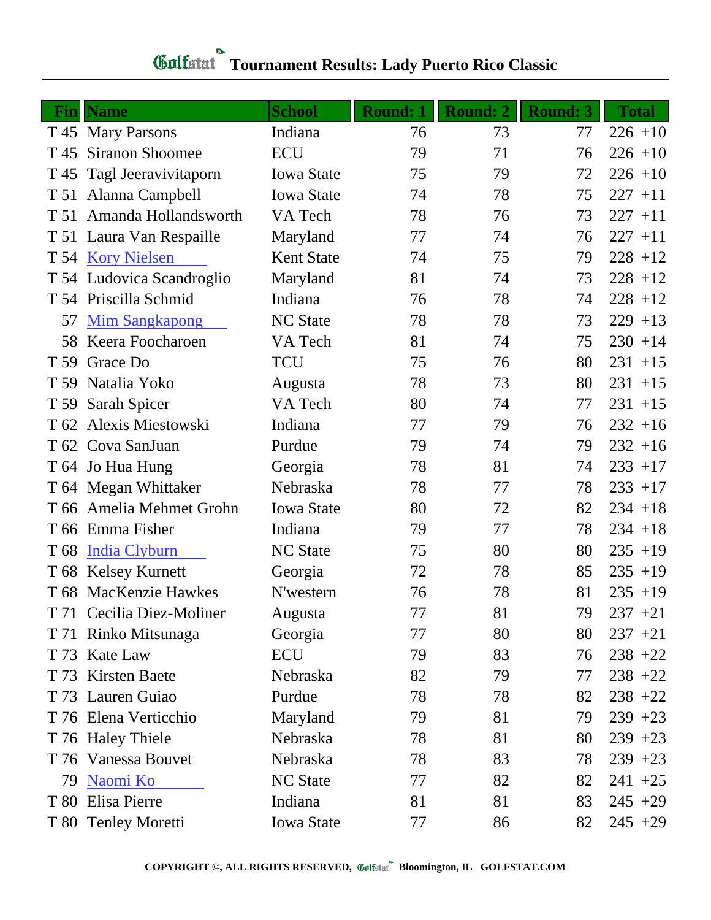# Golfstat Tournament Results: Lady Puerto Rico Classic

| Fin | Name | School | Round: 1 | Round: 2 | Round: 3 | Total |
|---|---|---|---|---|---|---|
| T 45 | Mary Parsons | Indiana | 76 | 73 | 77 | 226 +10 |
| T 45 | Siranon Shoomee | ECU | 79 | 71 | 76 | 226 +10 |
| T 45 | Tagl Jeeravivitaporn | Iowa State | 75 | 79 | 72 | 226 +10 |
| T 51 | Alanna Campbell | Iowa State | 74 | 78 | 75 | 227 +11 |
| T 51 | Amanda Hollandsworth | VA Tech | 78 | 76 | 73 | 227 +11 |
| T 51 | Laura Van Respaille | Maryland | 77 | 74 | 76 | 227 +11 |
| T 54 | Kory Nielsen | Kent State | 74 | 75 | 79 | 228 +12 |
| T 54 | Ludovica Scandroglio | Maryland | 81 | 74 | 73 | 228 +12 |
| T 54 | Priscilla Schmid | Indiana | 76 | 78 | 74 | 228 +12 |
| 57 | Mim Sangkapong | NC State | 78 | 78 | 73 | 229 +13 |
| 58 | Keera Foocharoen | VA Tech | 81 | 74 | 75 | 230 +14 |
| T 59 | Grace Do | TCU | 75 | 76 | 80 | 231 +15 |
| T 59 | Natalia Yoko | Augusta | 78 | 73 | 80 | 231 +15 |
| T 59 | Sarah Spicer | VA Tech | 80 | 74 | 77 | 231 +15 |
| T 62 | Alexis Miestowski | Indiana | 77 | 79 | 76 | 232 +16 |
| T 62 | Cova SanJuan | Purdue | 79 | 74 | 79 | 232 +16 |
| T 64 | Jo Hua Hung | Georgia | 78 | 81 | 74 | 233 +17 |
| T 64 | Megan Whittaker | Nebraska | 78 | 77 | 78 | 233 +17 |
| T 66 | Amelia Mehmet Grohn | Iowa State | 80 | 72 | 82 | 234 +18 |
| T 66 | Emma Fisher | Indiana | 79 | 77 | 78 | 234 +18 |
| T 68 | India Clyburn | NC State | 75 | 80 | 80 | 235 +19 |
| T 68 | Kelsey Kurnett | Georgia | 72 | 78 | 85 | 235 +19 |
| T 68 | MacKenzie Hawkes | N'western | 76 | 78 | 81 | 235 +19 |
| T 71 | Cecilia Diez-Moliner | Augusta | 77 | 81 | 79 | 237 +21 |
| T 71 | Rinko Mitsunaga | Georgia | 77 | 80 | 80 | 237 +21 |
| T 73 | Kate Law | ECU | 79 | 83 | 76 | 238 +22 |
| T 73 | Kirsten Baete | Nebraska | 82 | 79 | 77 | 238 +22 |
| T 73 | Lauren Guiao | Purdue | 78 | 78 | 82 | 238 +22 |
| T 76 | Elena Verticchio | Maryland | 79 | 81 | 79 | 239 +23 |
| T 76 | Haley Thiele | Nebraska | 78 | 81 | 80 | 239 +23 |
| T 76 | Vanessa Bouvet | Nebraska | 78 | 83 | 78 | 239 +23 |
| 79 | Naomi Ko | NC State | 77 | 82 | 82 | 241 +25 |
| T 80 | Elisa Pierre | Indiana | 81 | 81 | 83 | 245 +29 |
| T 80 | Tenley Moretti | Iowa State | 77 | 86 | 82 | 245 +29 |

COPYRIGHT ©, ALL RIGHTS RESERVED, Golfstat Bloomington, IL GOLFSTAT.COM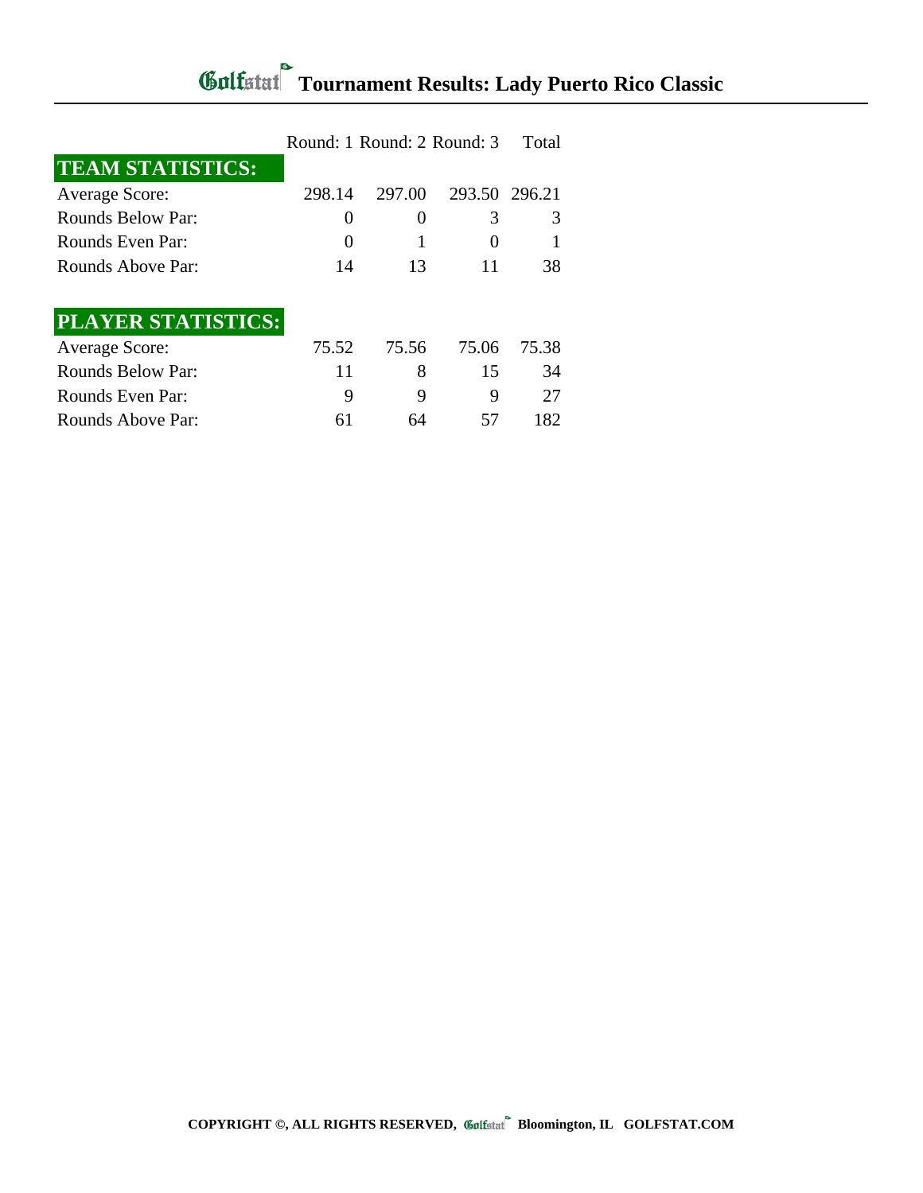# Golfstat Tournament Results: Lady Puerto Rico Classic

| | Round: 1 | Round: 2 | Round: 3 | Total |
|---|---|---|---|---|
| **TEAM STATISTICS:** | | | | |
| Average Score: | 298.14 | 297.00 | 293.50 | 296.21 |
| Rounds Below Par: | 0 | 0 | 3 | 3 |
| Rounds Even Par: | 0 | 1 | 0 | 1 |
| Rounds Above Par: | 14 | 13 | 11 | 38 |
| **PLAYER STATISTICS:** | | | | |
| Average Score: | 75.52 | 75.56 | 75.06 | 75.38 |
| Rounds Below Par: | 11 | 8 | 15 | 34 |
| Rounds Even Par: | 9 | 9 | 9 | 27 |
| Rounds Above Par: | 61 | 64 | 57 | 182 |

**COPYRIGHT ©, ALL RIGHTS RESERVED, Golfstat Bloomington, IL GOLFSTAT.COM**